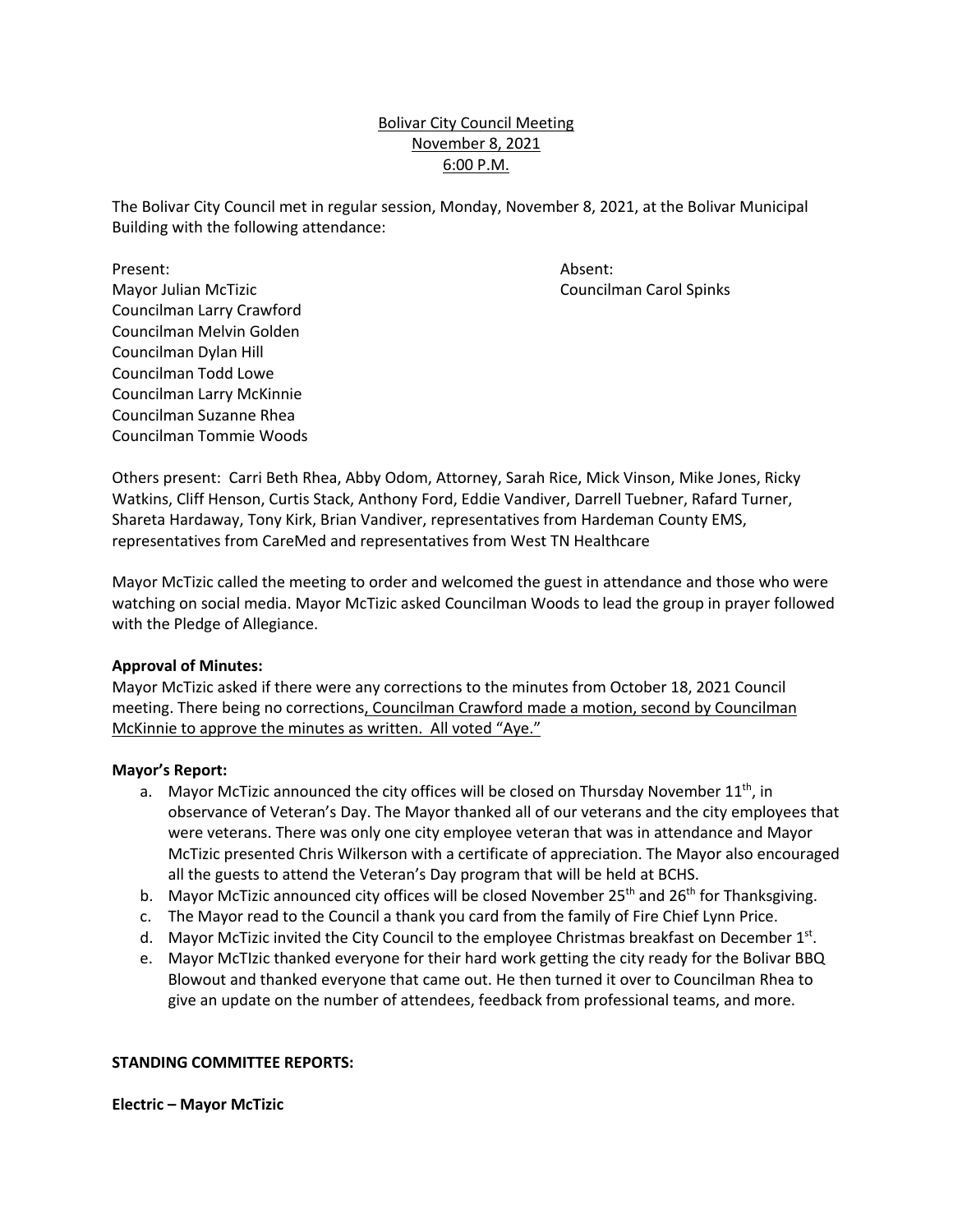<u>Bolivar City Council Meeting</u>
<u>November 8, 2021</u>
<u>6:00 P.M.</u>

The Bolivar City Council met in regular session, Monday, November 8, 2021, at the Bolivar Municipal Building with the following attendance:

Present:
Mayor Julian McTizic
Councilman Larry Crawford
Councilman Melvin Golden
Councilman Dylan Hill
Councilman Todd Lowe
Councilman Larry McKinnie
Councilman Suzanne Rhea
Councilman Tommie Woods

Absent:
Councilman Carol Spinks

Others present: Carri Beth Rhea, Abby Odom, Attorney, Sarah Rice, Mick Vinson, Mike Jones, Ricky Watkins, Cliff Henson, Curtis Stack, Anthony Ford, Eddie Vandiver, Darrell Tuebner, Rafard Turner, Shareta Hardaway, Tony Kirk, Brian Vandiver, representatives from Hardeman County EMS, representatives from CareMed and representatives from West TN Healthcare

Mayor McTizic called the meeting to order and welcomed the guest in attendance and those who were watching on social media. Mayor McTizic asked Councilman Woods to lead the group in prayer followed with the Pledge of Allegiance.

**Approval of Minutes:**
Mayor McTizic asked if there were any corrections to the minutes from October 18, 2021 Council meeting. There being no corrections<u>, Councilman Crawford made a motion, second by Councilman McKinnie to approve the minutes as written. All voted "Aye."</u>

**Mayor's Report:**

a. Mayor McTizic announced the city offices will be closed on Thursday November 11th, in observance of Veteran's Day. The Mayor thanked all of our veterans and the city employees that were veterans. There was only one city employee veteran that was in attendance and Mayor McTizic presented Chris Wilkerson with a certificate of appreciation. The Mayor also encouraged all the guests to attend the Veteran's Day program that will be held at BCHS.
b. Mayor McTizic announced city offices will be closed November 25th and 26th for Thanksgiving.
c. The Mayor read to the Council a thank you card from the family of Fire Chief Lynn Price.
d. Mayor McTizic invited the City Council to the employee Christmas breakfast on December 1st.
e. Mayor McTIzic thanked everyone for their hard work getting the city ready for the Bolivar BBQ Blowout and thanked everyone that came out. He then turned it over to Councilman Rhea to give an update on the number of attendees, feedback from professional teams, and more.

**STANDING COMMITTEE REPORTS:**

**Electric – Mayor McTizic**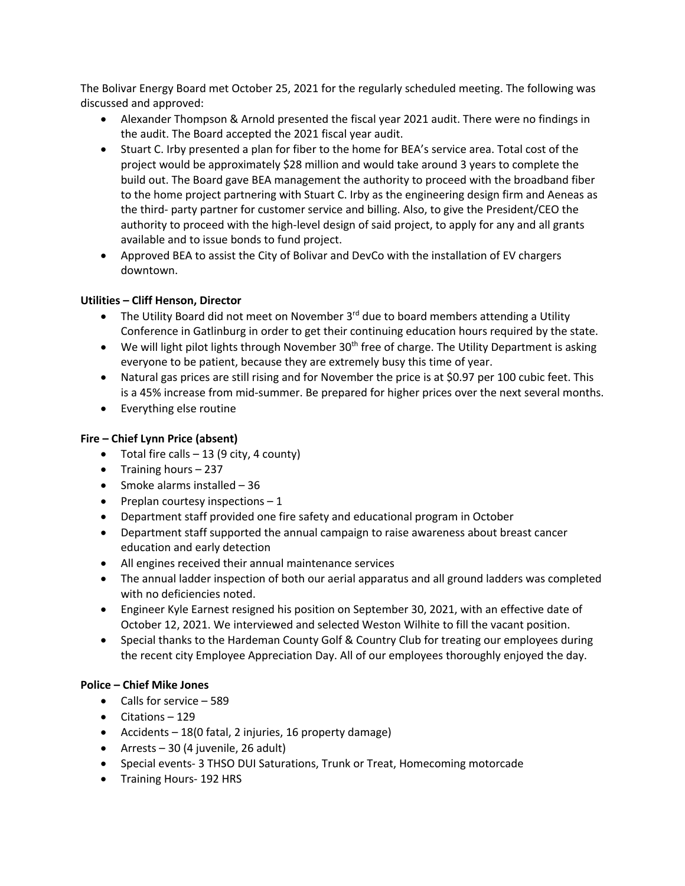The Bolivar Energy Board met October 25, 2021 for the regularly scheduled meeting. The following was discussed and approved:

- Alexander Thompson & Arnold presented the fiscal year 2021 audit. There were no findings in the audit. The Board accepted the 2021 fiscal year audit.
- Stuart C. Irby presented a plan for fiber to the home for BEA's service area. Total cost of the project would be approximately $28 million and would take around 3 years to complete the build out. The Board gave BEA management the authority to proceed with the broadband fiber to the home project partnering with Stuart C. Irby as the engineering design firm and Aeneas as the third- party partner for customer service and billing. Also, to give the President/CEO the authority to proceed with the high-level design of said project, to apply for any and all grants available and to issue bonds to fund project.
- Approved BEA to assist the City of Bolivar and DevCo with the installation of EV chargers downtown.

**Utilities – Cliff Henson, Director**

- The Utility Board did not meet on November 3rd due to board members attending a Utility Conference in Gatlinburg in order to get their continuing education hours required by the state.
- We will light pilot lights through November 30th free of charge. The Utility Department is asking everyone to be patient, because they are extremely busy this time of year.
- Natural gas prices are still rising and for November the price is at $0.97 per 100 cubic feet. This is a 45% increase from mid-summer. Be prepared for higher prices over the next several months.
- Everything else routine

**Fire – Chief Lynn Price (absent)**

- Total fire calls – 13 (9 city, 4 county)
- Training hours – 237
- Smoke alarms installed – 36
- Preplan courtesy inspections – 1
- Department staff provided one fire safety and educational program in October
- Department staff supported the annual campaign to raise awareness about breast cancer education and early detection
- All engines received their annual maintenance services
- The annual ladder inspection of both our aerial apparatus and all ground ladders was completed with no deficiencies noted.
- Engineer Kyle Earnest resigned his position on September 30, 2021, with an effective date of October 12, 2021. We interviewed and selected Weston Wilhite to fill the vacant position.
- Special thanks to the Hardeman County Golf & Country Club for treating our employees during the recent city Employee Appreciation Day. All of our employees thoroughly enjoyed the day.

**Police – Chief Mike Jones**

- Calls for service – 589
- Citations – 129
- Accidents – 18(0 fatal, 2 injuries, 16 property damage)
- Arrests – 30 (4 juvenile, 26 adult)
- Special events- 3 THSO DUI Saturations, Trunk or Treat, Homecoming motorcade
- Training Hours- 192 HRS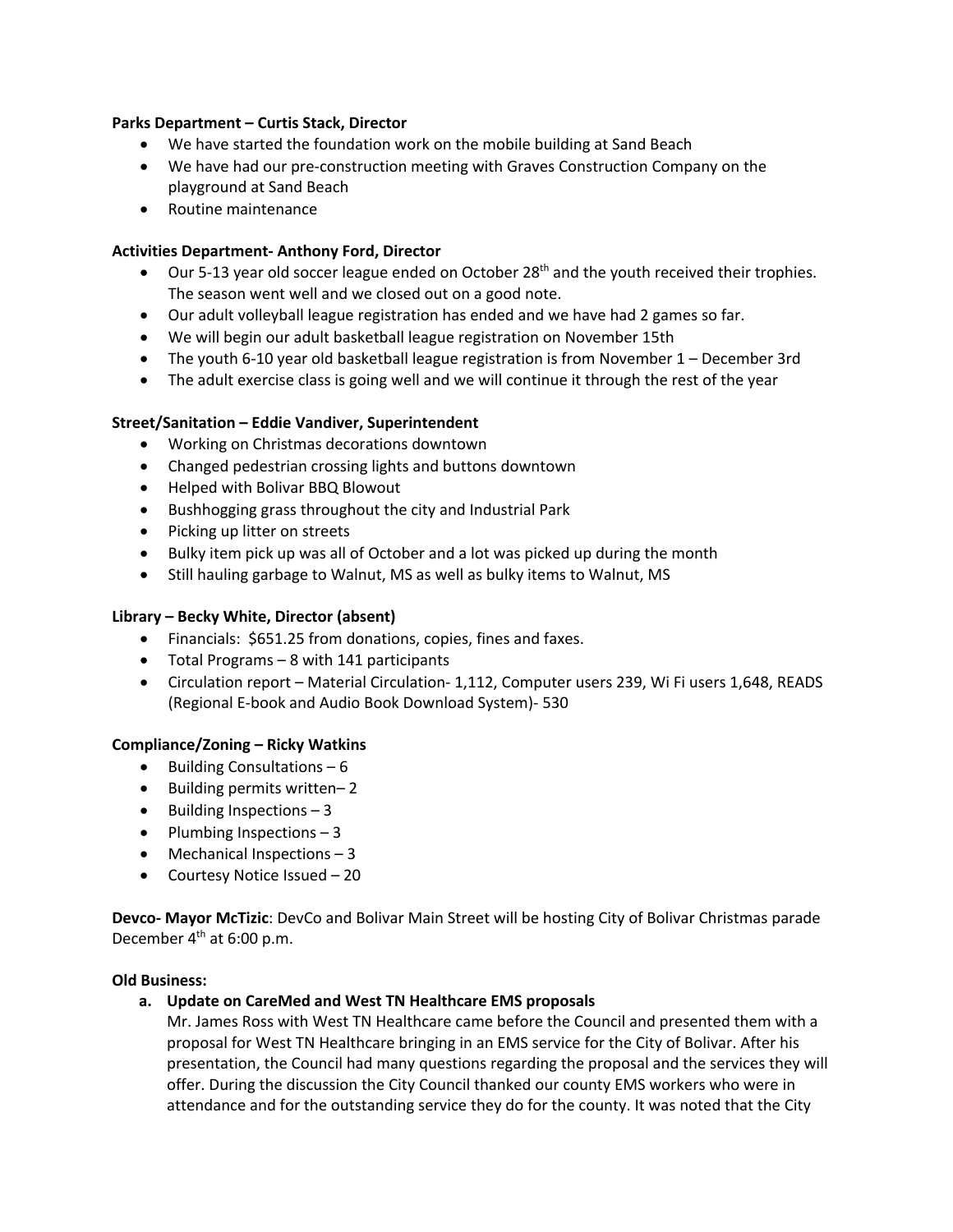**Parks Department – Curtis Stack, Director**

- We have started the foundation work on the mobile building at Sand Beach
- We have had our pre-construction meeting with Graves Construction Company on the playground at Sand Beach
- Routine maintenance

**Activities Department- Anthony Ford, Director**

- Our 5-13 year old soccer league ended on October 28th and the youth received their trophies. The season went well and we closed out on a good note.
- Our adult volleyball league registration has ended and we have had 2 games so far.
- We will begin our adult basketball league registration on November 15th
- The youth 6-10 year old basketball league registration is from November 1 – December 3rd
- The adult exercise class is going well and we will continue it through the rest of the year

**Street/Sanitation – Eddie Vandiver, Superintendent**

- Working on Christmas decorations downtown
- Changed pedestrian crossing lights and buttons downtown
- Helped with Bolivar BBQ Blowout
- Bushhogging grass throughout the city and Industrial Park
- Picking up litter on streets
- Bulky item pick up was all of October and a lot was picked up during the month
- Still hauling garbage to Walnut, MS as well as bulky items to Walnut, MS

**Library – Becky White, Director (absent)**

- Financials: $651.25 from donations, copies, fines and faxes.
- Total Programs – 8 with 141 participants
- Circulation report – Material Circulation- 1,112, Computer users 239, Wi Fi users 1,648, READS (Regional E-book and Audio Book Download System)- 530

**Compliance/Zoning – Ricky Watkins**

- Building Consultations – 6
- Building permits written– 2
- Building Inspections – 3
- Plumbing Inspections – 3
- Mechanical Inspections – 3
- Courtesy Notice Issued – 20

**Devco- Mayor McTizic**: DevCo and Bolivar Main Street will be hosting City of Bolivar Christmas parade December 4th at 6:00 p.m.

**Old Business:**

**a. Update on CareMed and West TN Healthcare EMS proposals**

Mr. James Ross with West TN Healthcare came before the Council and presented them with a proposal for West TN Healthcare bringing in an EMS service for the City of Bolivar. After his presentation, the Council had many questions regarding the proposal and the services they will offer. During the discussion the City Council thanked our county EMS workers who were in attendance and for the outstanding service they do for the county. It was noted that the City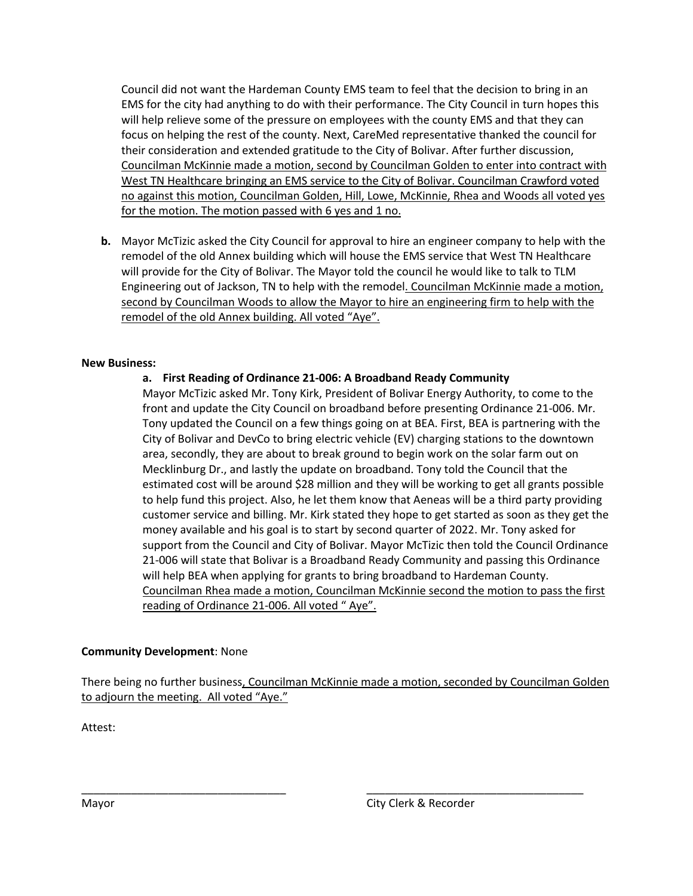Council did not want the Hardeman County EMS team to feel that the decision to bring in an EMS for the city had anything to do with their performance. The City Council in turn hopes this will help relieve some of the pressure on employees with the county EMS and that they can focus on helping the rest of the county. Next, CareMed representative thanked the council for their consideration and extended gratitude to the City of Bolivar. After further discussion, Councilman McKinnie made a motion, second by Councilman Golden to enter into contract with West TN Healthcare bringing an EMS service to the City of Bolivar. Councilman Crawford voted no against this motion, Councilman Golden, Hill, Lowe, McKinnie, Rhea and Woods all voted yes for the motion. The motion passed with 6 yes and 1 no.

**b.** Mayor McTizic asked the City Council for approval to hire an engineer company to help with the remodel of the old Annex building which will house the EMS service that West TN Healthcare will provide for the City of Bolivar. The Mayor told the council he would like to talk to TLM Engineering out of Jackson, TN to help with the remodel. Councilman McKinnie made a motion, second by Councilman Woods to allow the Mayor to hire an engineering firm to help with the remodel of the old Annex building. All voted "Aye".

**New Business:**

**a. First Reading of Ordinance 21-006: A Broadband Ready Community**

Mayor McTizic asked Mr. Tony Kirk, President of Bolivar Energy Authority, to come to the front and update the City Council on broadband before presenting Ordinance 21-006. Mr. Tony updated the Council on a few things going on at BEA. First, BEA is partnering with the City of Bolivar and DevCo to bring electric vehicle (EV) charging stations to the downtown area, secondly, they are about to break ground to begin work on the solar farm out on Mecklinburg Dr., and lastly the update on broadband. Tony told the Council that the estimated cost will be around $28 million and they will be working to get all grants possible to help fund this project. Also, he let them know that Aeneas will be a third party providing customer service and billing. Mr. Kirk stated they hope to get started as soon as they get the money available and his goal is to start by second quarter of 2022. Mr. Tony asked for support from the Council and City of Bolivar. Mayor McTizic then told the Council Ordinance 21-006 will state that Bolivar is a Broadband Ready Community and passing this Ordinance will help BEA when applying for grants to bring broadband to Hardeman County. Councilman Rhea made a motion, Councilman McKinnie second the motion to pass the first reading of Ordinance 21-006. All voted " Aye".

**Community Development**: None

There being no further business, Councilman McKinnie made a motion, seconded by Councilman Golden to adjourn the meeting. All voted "Aye."

Attest:

_________________________________ _____________________________________

Mayor City Clerk & Recorder